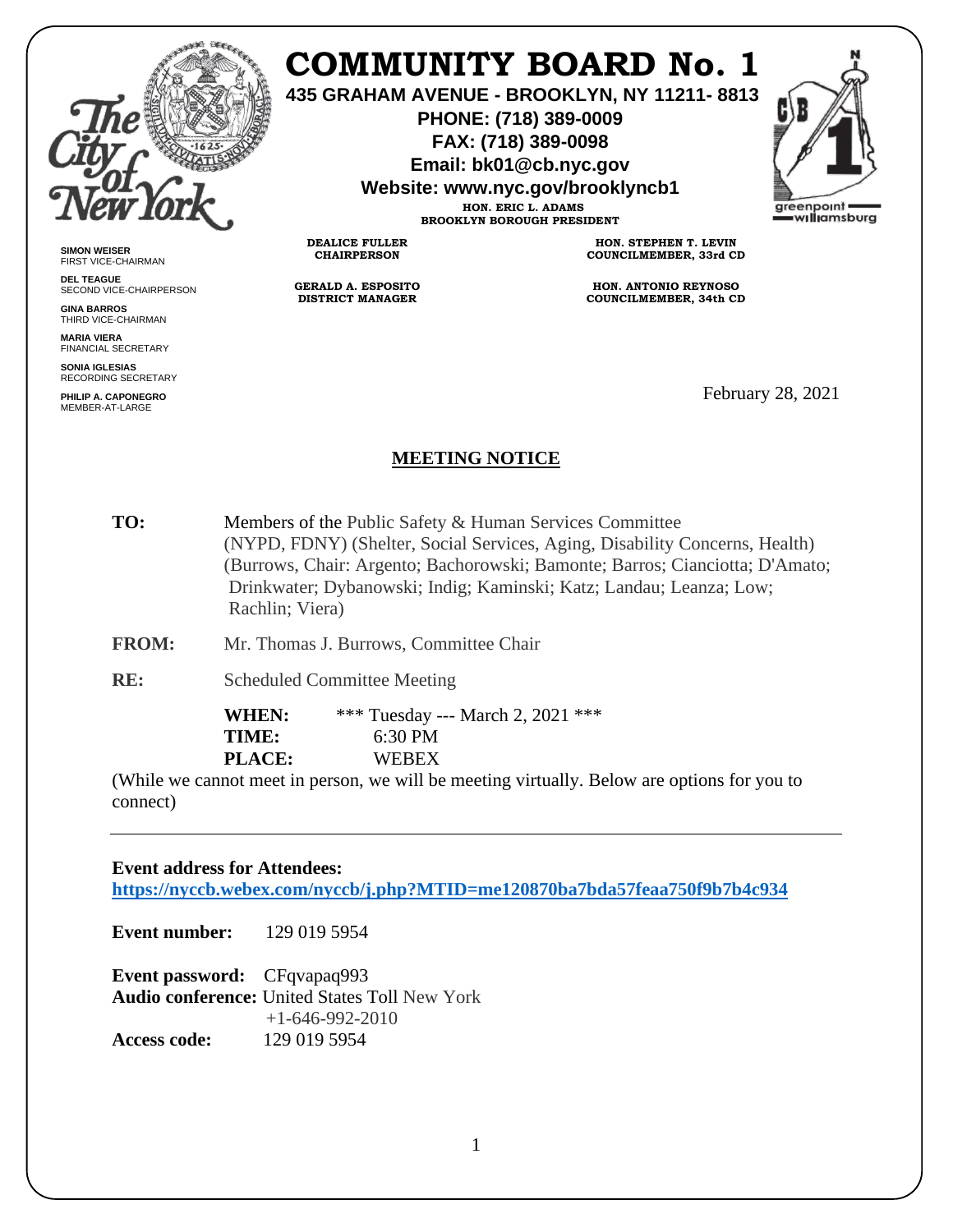# COMMUNITY BOARD No. 1

**435 GRAHAM AVENUE - BROOKLYN, NY 11211- 8813**
**PHONE: (718) 389-0009**
**FAX: (718) 389-0098**
**Email: bk01@cb.nyc.gov**
**Website: www.nyc.gov/brooklyncb1**

**HON. ERIC L. ADAMS**
**BROOKLYN BOROUGH PRESIDENT**

**DEALICE FULLER**
**CHAIRPERSON**

**GERALD A. ESPOSITO**
**DISTRICT MANAGER**

**HON. STEPHEN T. LEVIN**
**COUNCILMEMBER, 33rd CD**

**HON. ANTONIO REYNOSO**
**COUNCILMEMBER, 34th CD**

**SIMON WEISER**
FIRST VICE-CHAIRMAN

**DEL TEAGUE**
SECOND VICE-CHAIRPERSON

**GINA BARROS**
THIRD VICE-CHAIRMAN

**MARIA VIERA**
FINANCIAL SECRETARY

**SONIA IGLESIAS**
RECORDING SECRETARY

**PHILIP A. CAPONEGRO**
MEMBER-AT-LARGE

February 28, 2021

## MEETING NOTICE

**TO:** Members of the Public Safety & Human Services Committee
(NYPD, FDNY) (Shelter, Social Services, Aging, Disability Concerns, Health)
(Burrows, Chair: Argento; Bachorowski; Bamonte; Barros; Cianciotta; D'Amato; Drinkwater; Dybanowski; Indig; Kaminski; Katz; Landau; Leanza; Low; Rachlin; Viera)

**FROM:** Mr. Thomas J. Burrows, Committee Chair

**RE:** Scheduled Committee Meeting

**WHEN:** \*\*\* Tuesday --- March 2, 2021 \*\*\*
**TIME:** 6:30 PM
**PLACE:** WEBEX

(While we cannot meet in person, we will be meeting virtually. Below are options for you to connect)

---

**Event address for Attendees:**
**https://nyccb.webex.com/nyccb/j.php?MTID=me120870ba7bda57feaa750f9b7b4c934**

**Event number:** 129 019 5954

**Event password:** CFqvapaq993
**Audio conference:** United States Toll New York
+1-646-992-2010
**Access code:** 129 019 5954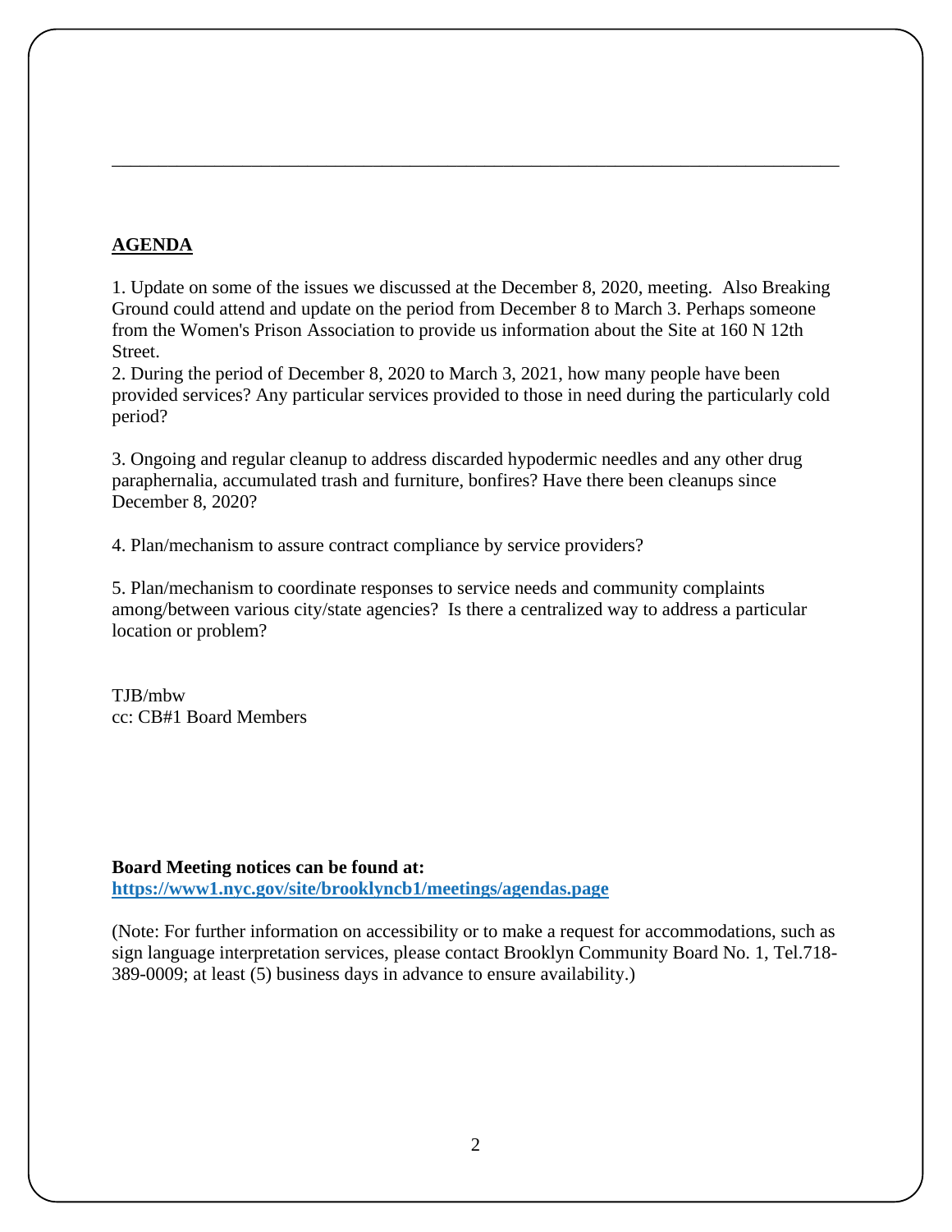---

**AGENDA**

1. Update on some of the issues we discussed at the December 8, 2020, meeting. Also Breaking Ground could attend and update on the period from December 8 to March 3. Perhaps someone from the Women's Prison Association to provide us information about the Site at 160 N 12th Street.
2. During the period of December 8, 2020 to March 3, 2021, how many people have been provided services? Any particular services provided to those in need during the particularly cold period?

3. Ongoing and regular cleanup to address discarded hypodermic needles and any other drug paraphernalia, accumulated trash and furniture, bonfires? Have there been cleanups since December 8, 2020?

4. Plan/mechanism to assure contract compliance by service providers?

5. Plan/mechanism to coordinate responses to service needs and community complaints among/between various city/state agencies? Is there a centralized way to address a particular location or problem?

TJB/mbw
cc: CB#1 Board Members

**Board Meeting notices can be found at:**
**https://www1.nyc.gov/site/brooklyncb1/meetings/agendas.page**

(Note: For further information on accessibility or to make a request for accommodations, such as sign language interpretation services, please contact Brooklyn Community Board No. 1, Tel.718-389-0009; at least (5) business days in advance to ensure availability.)